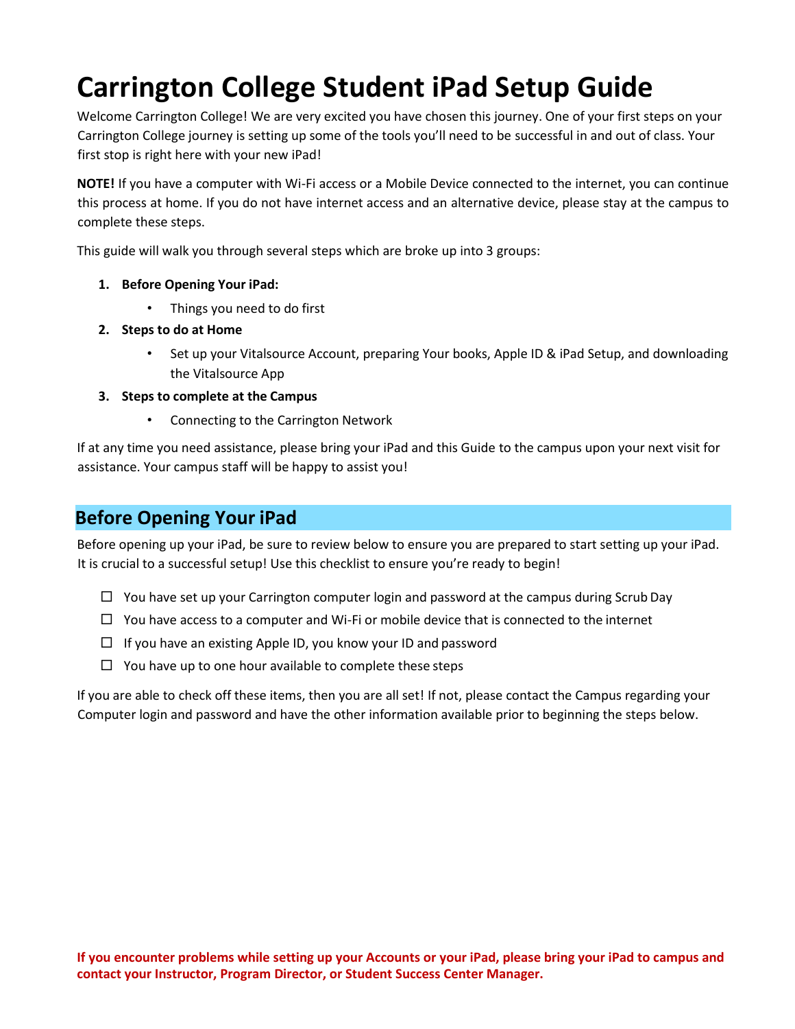# Carrington College Student iPad Setup Guide

Welcome Carrington College! We are very excited you have chosen this journey. One of your first steps on your Carrington College journey is setting up some of the tools you'll need to be successful in and out of class. Your first stop is right here with your new iPad!

**NOTE!** If you have a computer with Wi-Fi access or a Mobile Device connected to the internet, you can continue this process at home. If you do not have internet access and an alternative device, please stay at the campus to complete these steps.

This guide will walk you through several steps which are broke up into 3 groups:

1. **Before Opening Your iPad:**
   - Things you need to do first
2. **Steps to do at Home**
   - Set up your Vitalsource Account, preparing Your books, Apple ID & iPad Setup, and downloading the Vitalsource App
3. **Steps to complete at the Campus**
   - Connecting to the Carrington Network

If at any time you need assistance, please bring your iPad and this Guide to the campus upon your next visit for assistance. Your campus staff will be happy to assist you!

## Before Opening Your iPad

Before opening up your iPad, be sure to review below to ensure you are prepared to start setting up your iPad. It is crucial to a successful setup! Use this checklist to ensure you're ready to begin!

- ☐ You have set up your Carrington computer login and password at the campus during Scrub Day
- ☐ You have access to a computer and Wi-Fi or mobile device that is connected to the internet
- ☐ If you have an existing Apple ID, you know your ID and password
- ☐ You have up to one hour available to complete these steps

If you are able to check off these items, then you are all set! If not, please contact the Campus regarding your Computer login and password and have the other information available prior to beginning the steps below.

**If you encounter problems while setting up your Accounts or your iPad, please bring your iPad to campus and contact your Instructor, Program Director, or Student Success Center Manager.**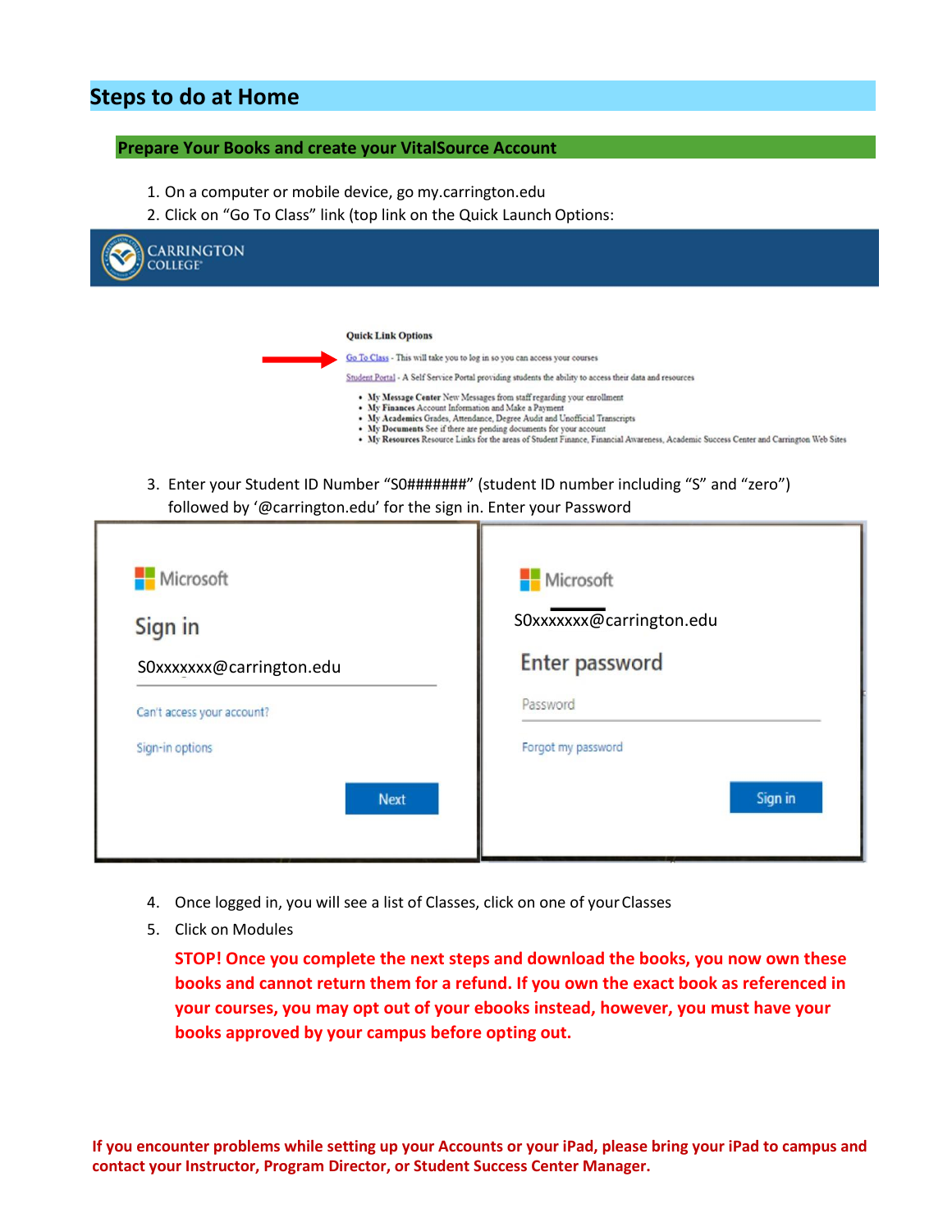## Steps to do at Home

### Prepare Your Books and create your VitalSource Account

1. On a computer or mobile device, go my.carrington.edu
2. Click on "Go To Class" link (top link on the Quick Launch Options:

CARRINGTON COLLEGE

**Quick Link Options**

Go To Class - This will take you to log in so you can access your courses

Student Portal - A Self Service Portal providing students the ability to access their data and resources

- **My Message Center** New Messages from staff regarding your enrollment
- **My Finances** Account Information and Make a Payment
- **My Academics** Grades, Attendance, Degree Audit and Unofficial Transcripts
- **My Documents** See if there are pending documents for your account
- **My Resources** Resource Links for the areas of Student Finance, Financial Awareness, Academic Success Center and Carrington Web Sites

3. Enter your Student ID Number "S0#######" (student ID number including "S" and "zero") followed by '@carrington.edu' for the sign in. Enter your Password

Microsoft

Sign in

S0xxxxxxx@carrington.edu

Can't access your account?

Sign-in options

Next

Microsoft

S0xxxxxxx@carrington.edu

Enter password

Password

Forgot my password

Sign in

4. Once logged in, you will see a list of Classes, click on one of your Classes
5. Click on Modules

**STOP! Once you complete the next steps and download the books, you now own these books and cannot return them for a refund. If you own the exact book as referenced in your courses, you may opt out of your ebooks instead, however, you must have your books approved by your campus before opting out.**

**If you encounter problems while setting up your Accounts or your iPad, please bring your iPad to campus and contact your Instructor, Program Director, or Student Success Center Manager.**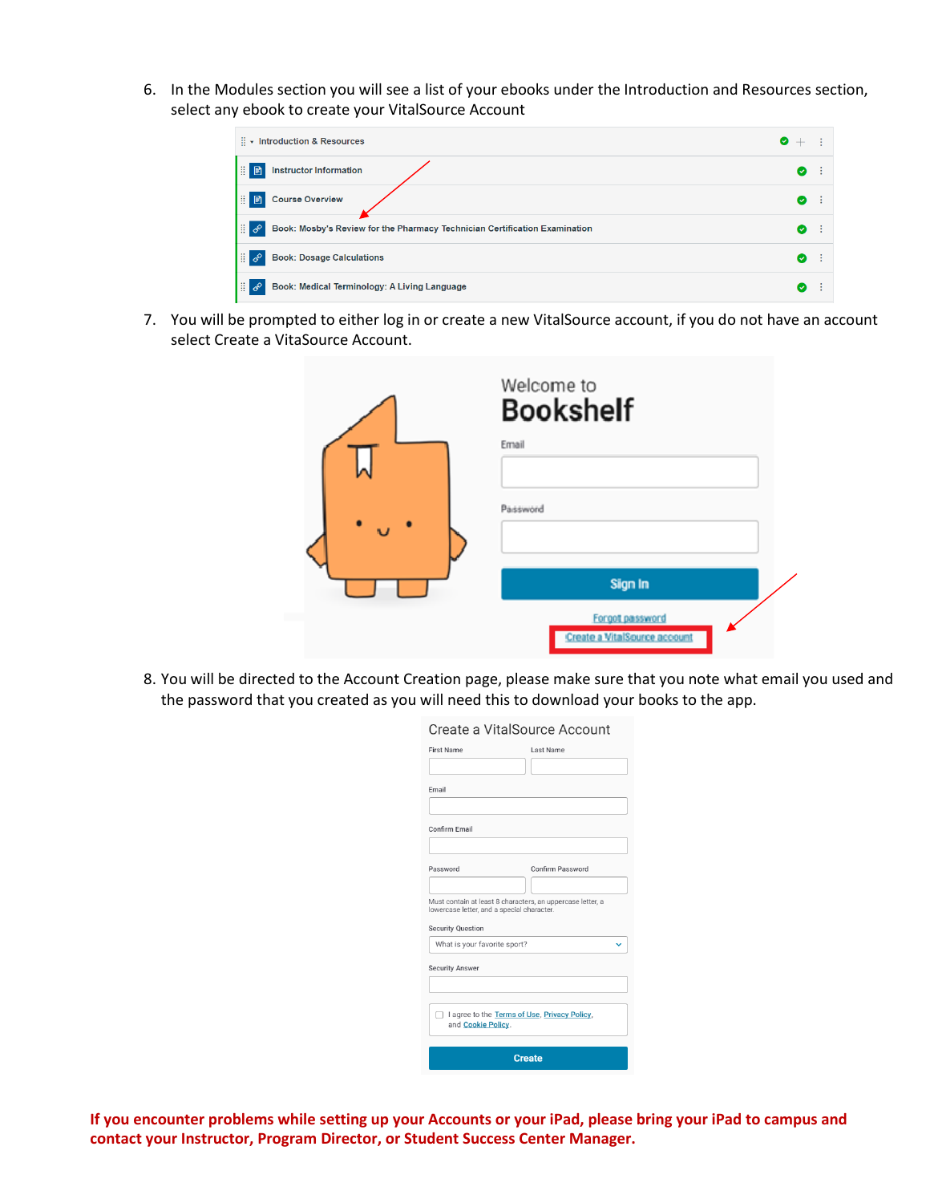6. In the Modules section you will see a list of your ebooks under the Introduction and Resources section, select any ebook to create your VitalSource Account

7. You will be prompted to either log in or create a new VitalSource account, if you do not have an account select Create a VitaSource Account.

8. You will be directed to the Account Creation page, please make sure that you note what email you used and the password that you created as you will need this to download your books to the app.

**If you encounter problems while setting up your Accounts or your iPad, please bring your iPad to campus and contact your Instructor, Program Director, or Student Success Center Manager.**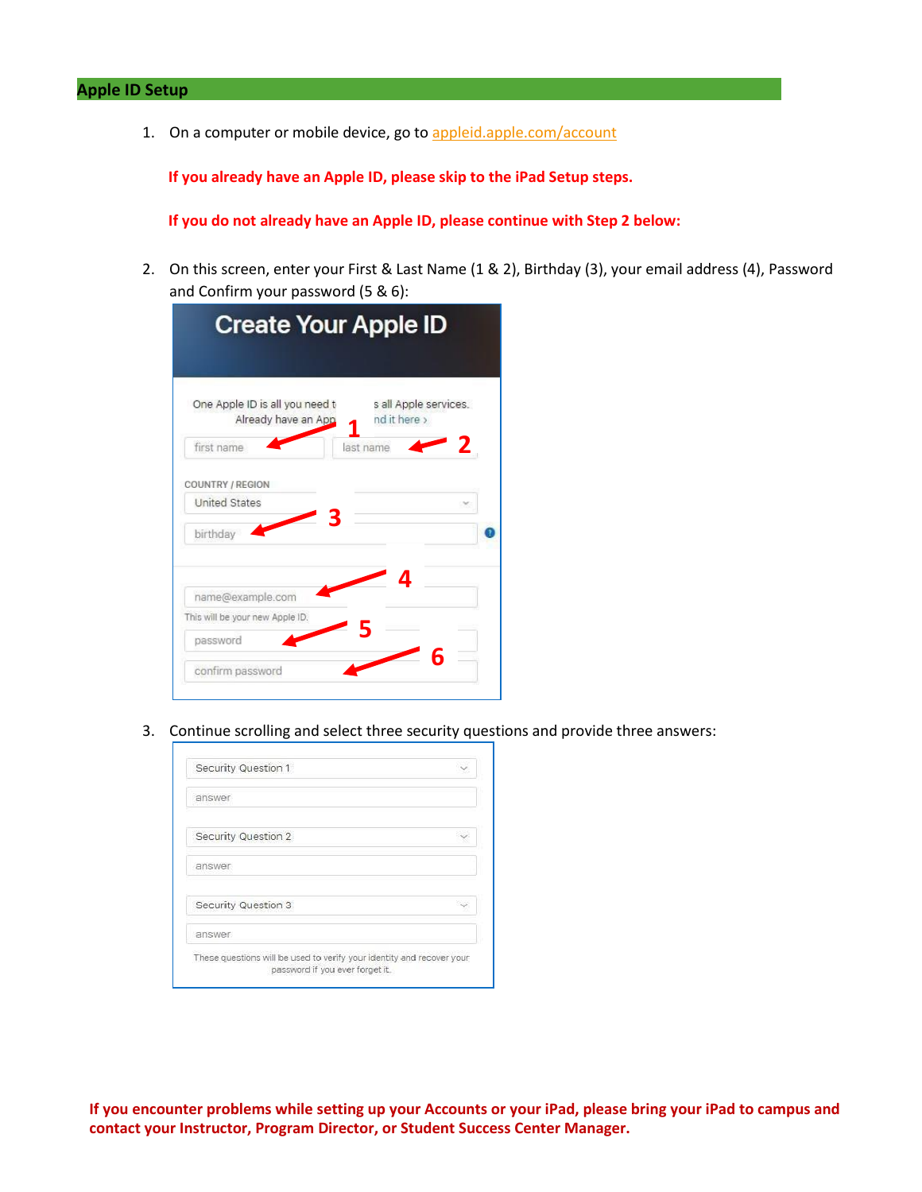## Apple ID Setup

1. On a computer or mobile device, go to [appleid.apple.com/account](appleid.apple.com/account)

   **If you already have an Apple ID, please skip to the iPad Setup steps.**

   **If you do not already have an Apple ID, please continue with Step 2 below:**

2. On this screen, enter your First & Last Name (1 & 2), Birthday (3), your email address (4), Password and Confirm your password (5 & 6):

3. Continue scrolling and select three security questions and provide three answers:

**If you encounter problems while setting up your Accounts or your iPad, please bring your iPad to campus and contact your Instructor, Program Director, or Student Success Center Manager.**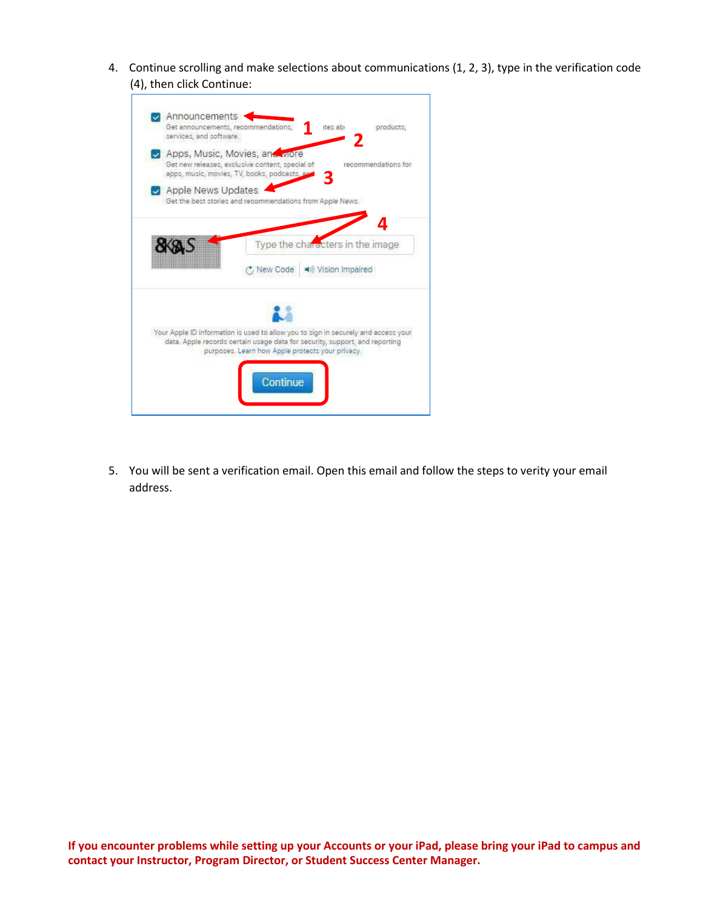4. Continue scrolling and make selections about communications (1, 2, 3), type in the verification code (4), then click Continue:

5. You will be sent a verification email. Open this email and follow the steps to verity your email address.

**If you encounter problems while setting up your Accounts or your iPad, please bring your iPad to campus and contact your Instructor, Program Director, or Student Success Center Manager.**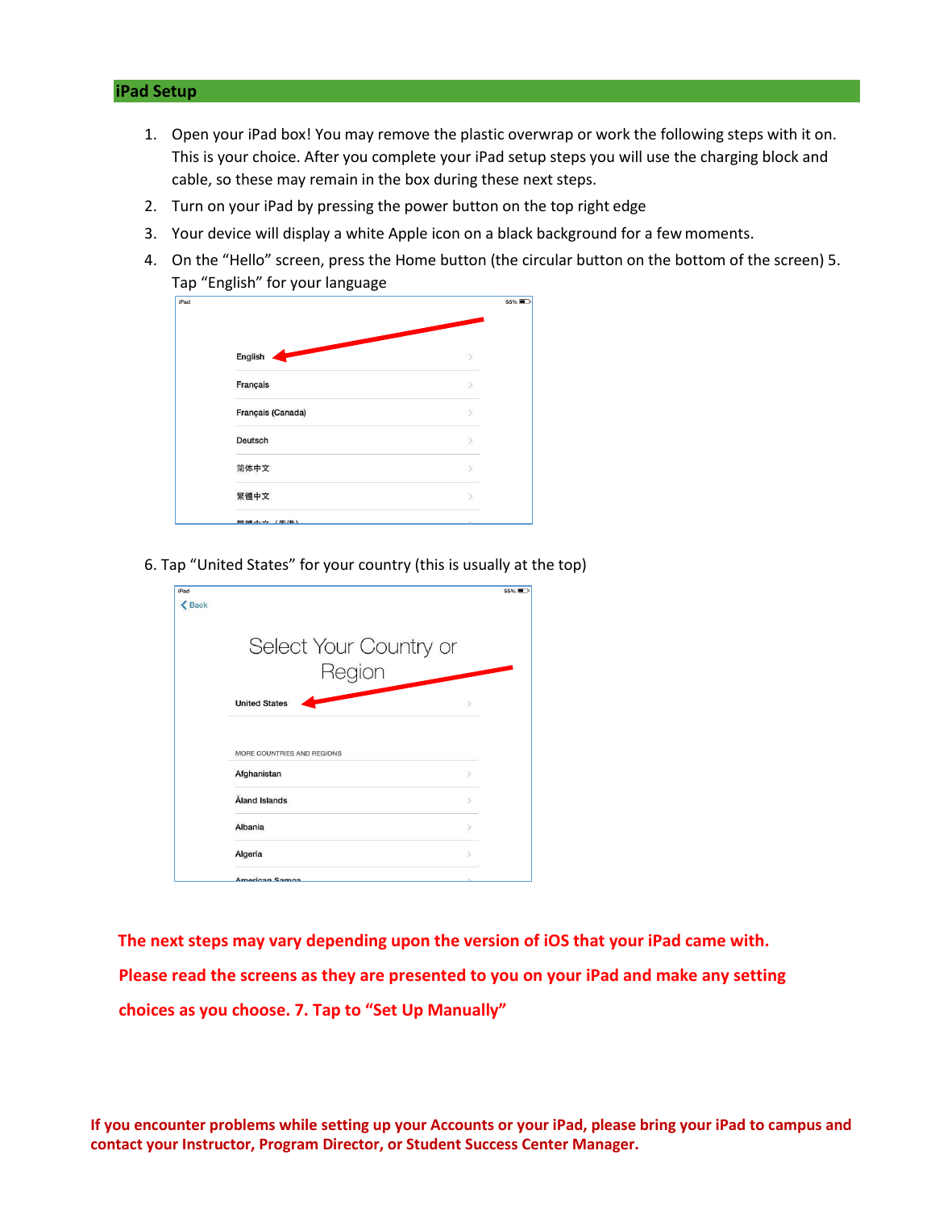## iPad Setup

1. Open your iPad box! You may remove the plastic overwrap or work the following steps with it on. This is your choice. After you complete your iPad setup steps you will use the charging block and cable, so these may remain in the box during these next steps.
2. Turn on your iPad by pressing the power button on the top right edge
3. Your device will display a white Apple icon on a black background for a few moments.
4. On the "Hello" screen, press the Home button (the circular button on the bottom of the screen) 5. Tap "English" for your language

6. Tap "United States" for your country (this is usually at the top)

**The next steps may vary depending upon the version of iOS that your iPad came with.**

**Please read the screens as they are presented to you on your iPad and make any setting choices as you choose. 7. Tap to "Set Up Manually"**

**If you encounter problems while setting up your Accounts or your iPad, please bring your iPad to campus and contact your Instructor, Program Director, or Student Success Center Manager.**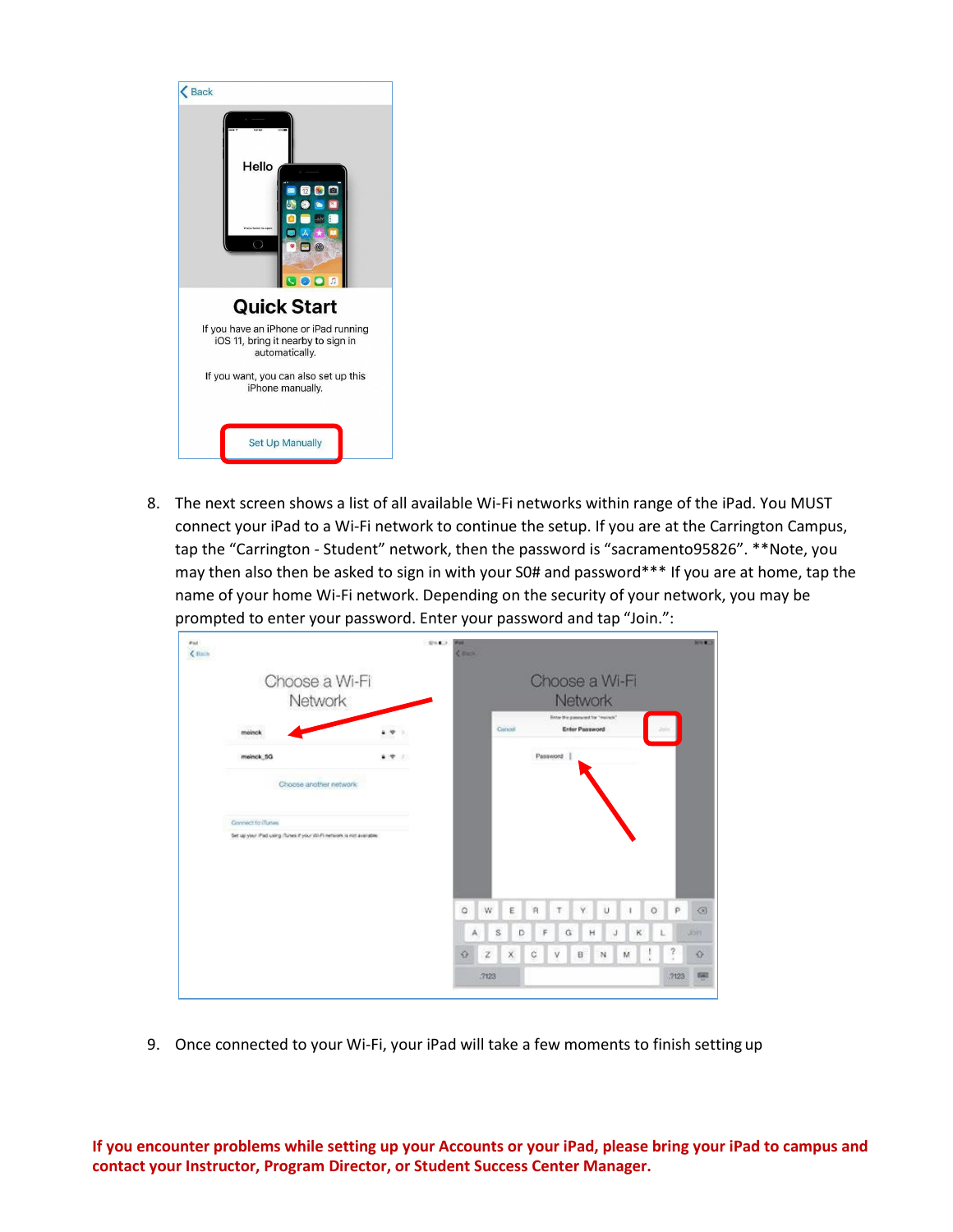8. The next screen shows a list of all available Wi-Fi networks within range of the iPad. You MUST connect your iPad to a Wi-Fi network to continue the setup. If you are at the Carrington Campus, tap the "Carrington - Student" network, then the password is "sacramento95826". **Note, you may then also then be asked to sign in with your S0# and password*** If you are at home, tap the name of your home Wi-Fi network. Depending on the security of your network, you may be prompted to enter your password. Enter your password and tap "Join.":

9. Once connected to your Wi-Fi, your iPad will take a few moments to finish setting up

**If you encounter problems while setting up your Accounts or your iPad, please bring your iPad to campus and contact your Instructor, Program Director, or Student Success Center Manager.**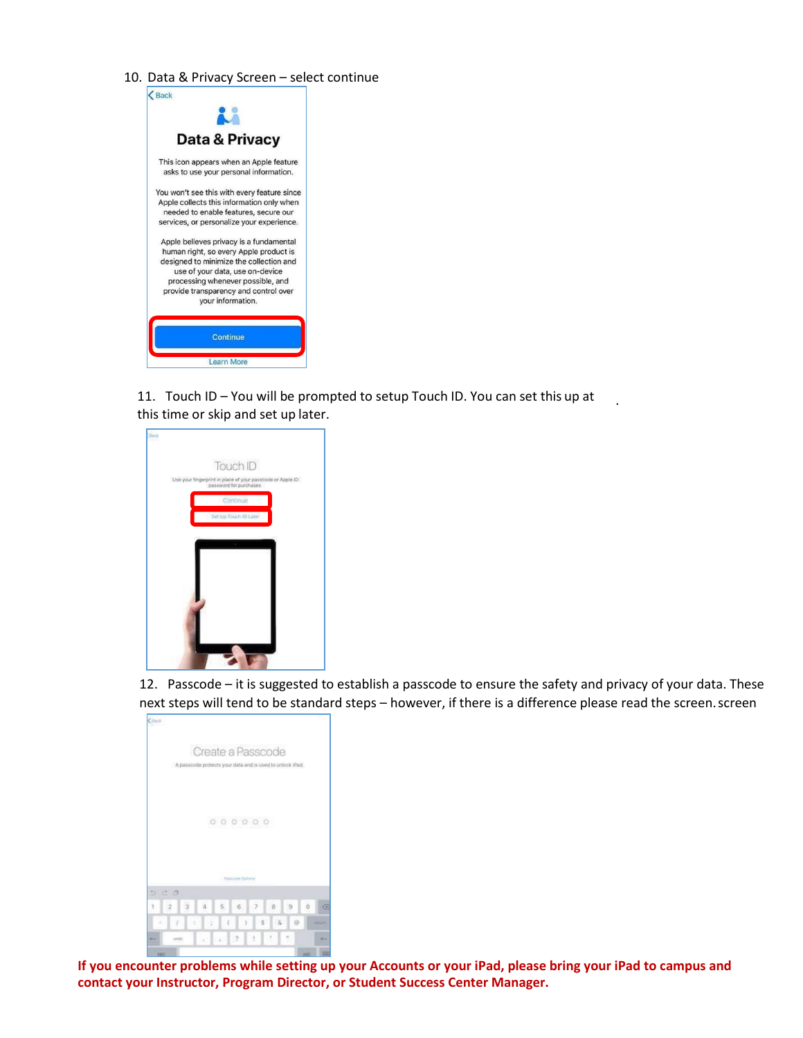10. Data & Privacy Screen – select continue

11. Touch ID – You will be prompted to setup Touch ID. You can set this up at this time or skip and set up later.

12. Passcode – it is suggested to establish a passcode to ensure the safety and privacy of your data. These next steps will tend to be standard steps – however, if there is a difference please read the screen. screen

**If you encounter problems while setting up your Accounts or your iPad, please bring your iPad to campus and contact your Instructor, Program Director, or Student Success Center Manager.**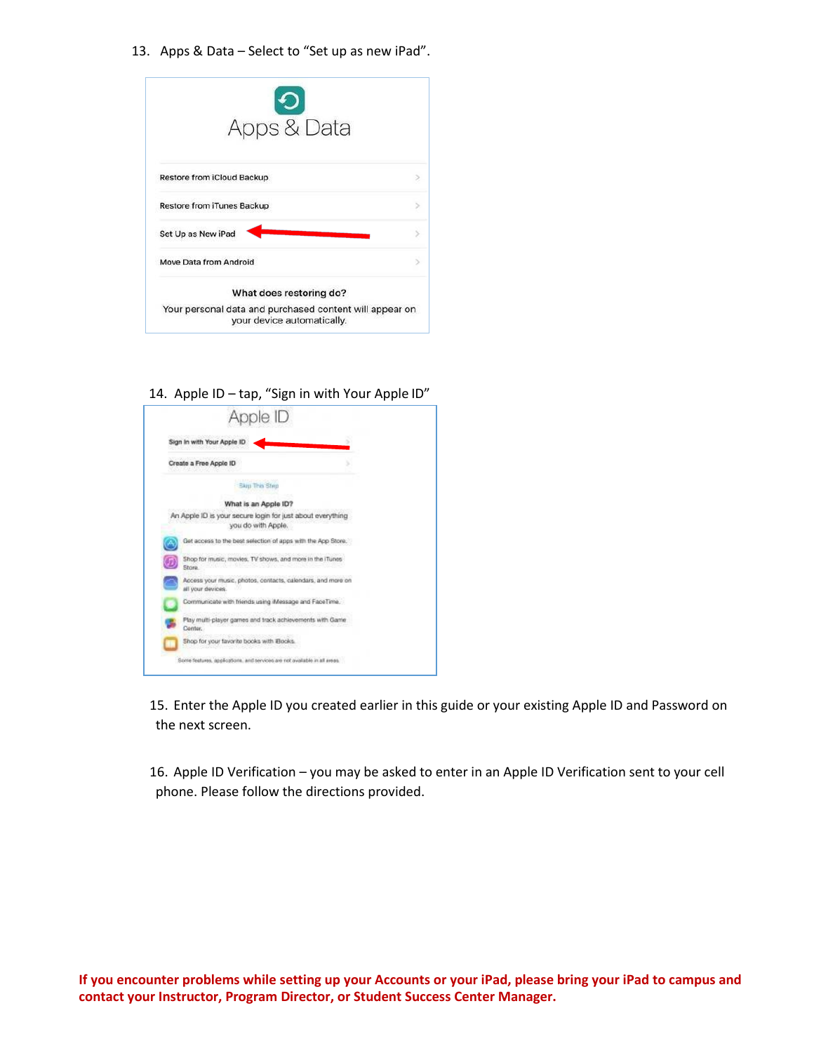13. Apps & Data – Select to "Set up as new iPad".

Apps & Data

Restore from iCloud Backup

Restore from iTunes Backup

Set Up as New iPad

Move Data from Android

What does restoring do?

Your personal data and purchased content will appear on your device automatically.

14. Apple ID – tap, "Sign in with Your Apple ID"

Apple ID

Sign In with Your Apple ID

Create a Free Apple ID

Skip This Step

What is an Apple ID?

An Apple ID is your secure login for just about everything you do with Apple.

Get access to the best selection of apps with the App Store.

Shop for music, movies, TV shows, and more in the iTunes Store.

Access your music, photos, contacts, calendars, and more on all your devices.

Communicate with friends using iMessage and FaceTime.

Play multi-player games and track achievements with Game Center.

Shop for your favorite books with iBooks.

Some features, applications, and services are not available in all areas.

15. Enter the Apple ID you created earlier in this guide or your existing Apple ID and Password on the next screen.

16. Apple ID Verification – you may be asked to enter in an Apple ID Verification sent to your cell phone. Please follow the directions provided.

**If you encounter problems while setting up your Accounts or your iPad, please bring your iPad to campus and contact your Instructor, Program Director, or Student Success Center Manager.**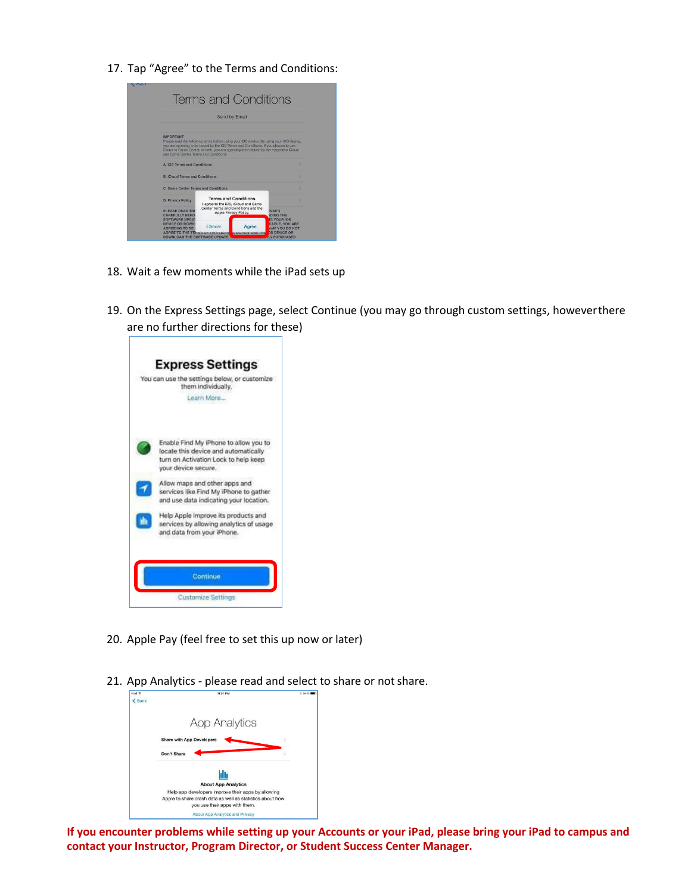17. Tap “Agree” to the Terms and Conditions:

18. Wait a few moments while the iPad sets up

19. On the Express Settings page, select Continue (you may go through custom settings, however there are no further directions for these)

20. Apple Pay (feel free to set this up now or later)

21. App Analytics - please read and select to share or not share.

**If you encounter problems while setting up your Accounts or your iPad, please bring your iPad to campus and contact your Instructor, Program Director, or Student Success Center Manager.**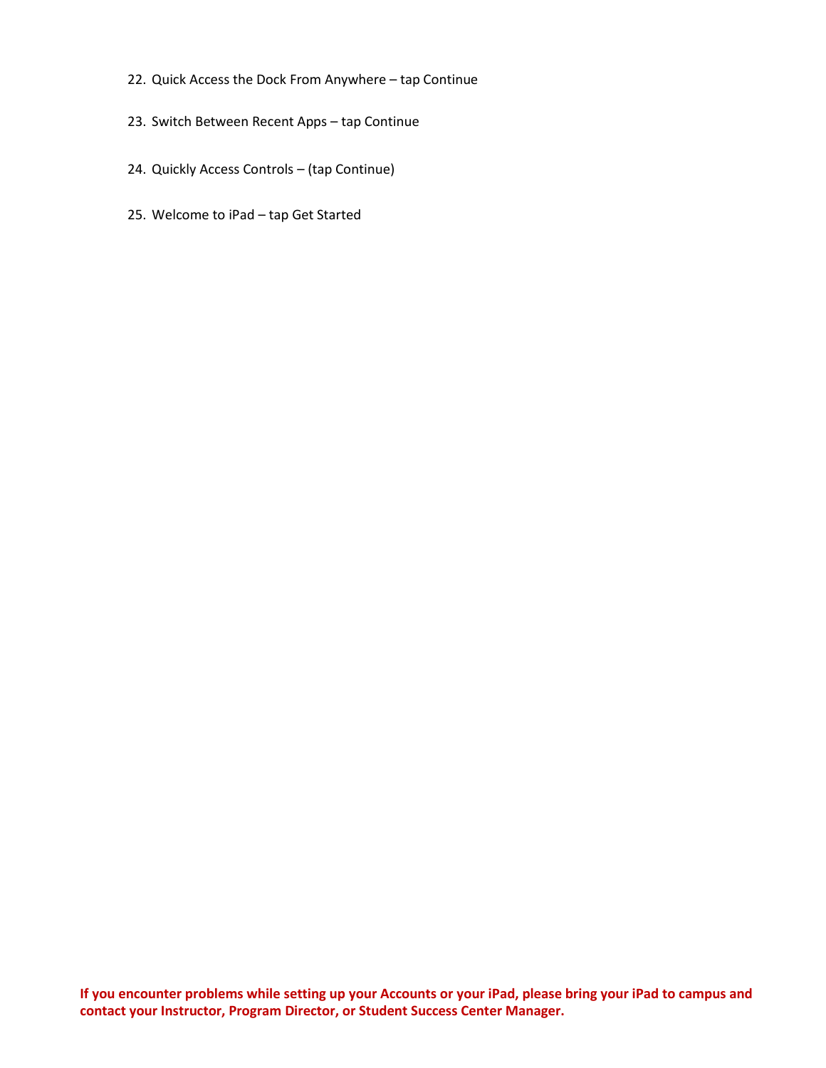22. Quick Access the Dock From Anywhere – tap Continue
23. Switch Between Recent Apps – tap Continue
24. Quickly Access Controls – (tap Continue)
25. Welcome to iPad – tap Get Started

**If you encounter problems while setting up your Accounts or your iPad, please bring your iPad to campus and contact your Instructor, Program Director, or Student Success Center Manager.**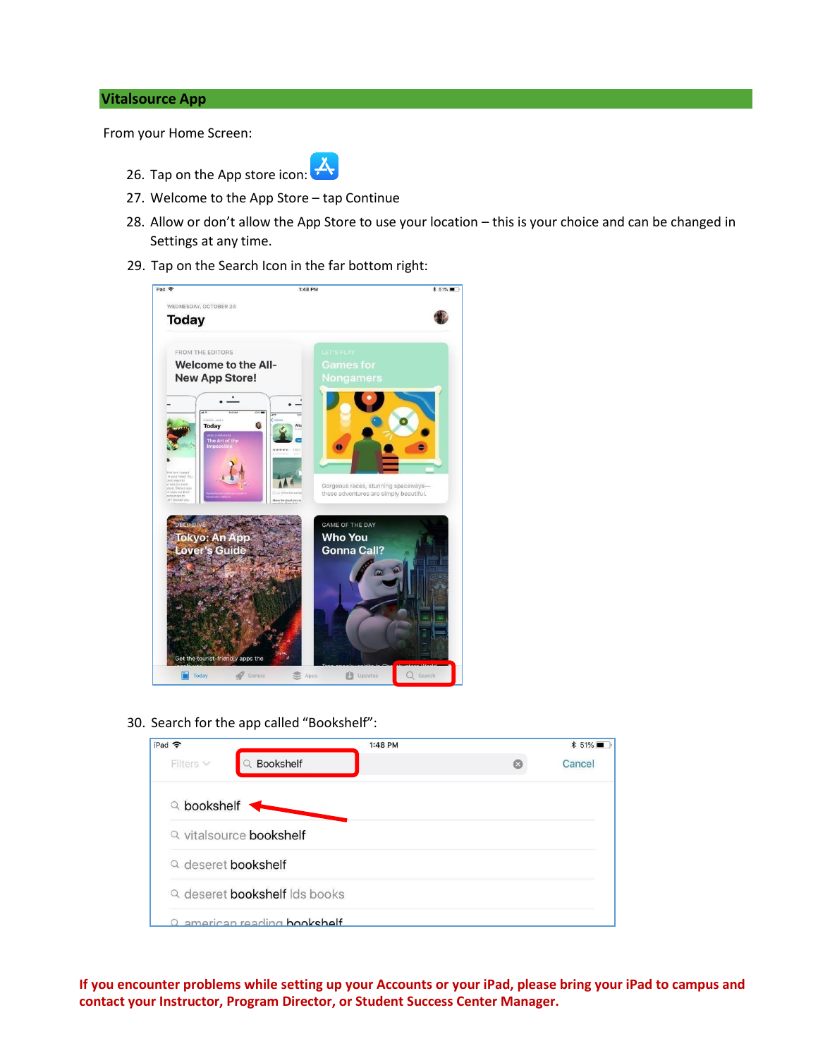## Vitalsource App

From your Home Screen:

26. Tap on the App store icon:
27. Welcome to the App Store – tap Continue
28. Allow or don't allow the App Store to use your location – this is your choice and can be changed in Settings at any time.
29. Tap on the Search Icon in the far bottom right:
30. Search for the app called "Bookshelf":

**If you encounter problems while setting up your Accounts or your iPad, please bring your iPad to campus and contact your Instructor, Program Director, or Student Success Center Manager.**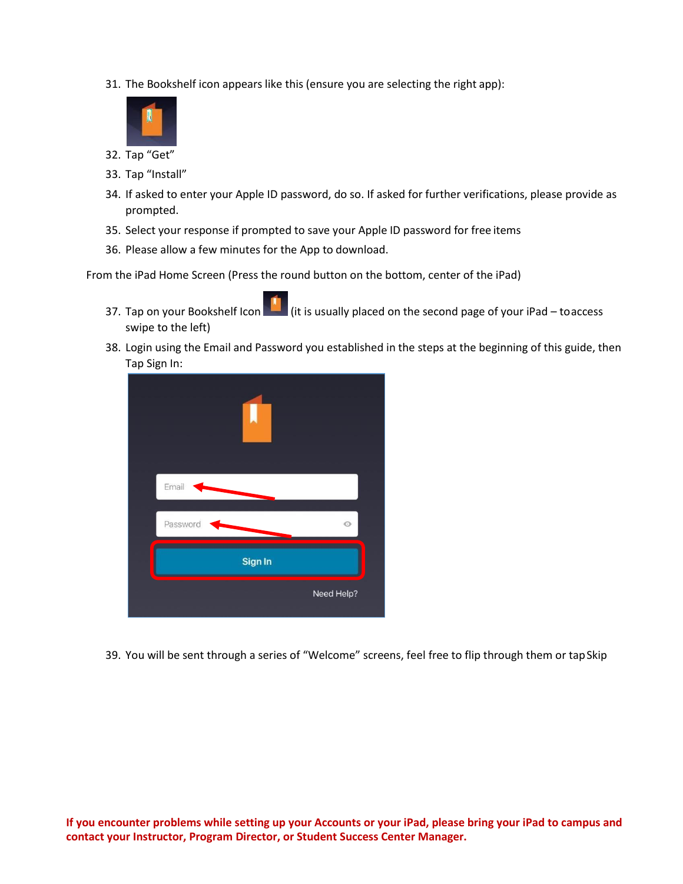31. The Bookshelf icon appears like this (ensure you are selecting the right app):
32. Tap "Get"
33. Tap "Install"
34. If asked to enter your Apple ID password, do so. If asked for further verifications, please provide as prompted.
35. Select your response if prompted to save your Apple ID password for free items
36. Please allow a few minutes for the App to download.

From the iPad Home Screen (Press the round button on the bottom, center of the iPad)

37. Tap on your Bookshelf Icon (it is usually placed on the second page of your iPad – to access swipe to the left)
38. Login using the Email and Password you established in the steps at the beginning of this guide, then Tap Sign In:
39. You will be sent through a series of "Welcome" screens, feel free to flip through them or tap Skip

**If you encounter problems while setting up your Accounts or your iPad, please bring your iPad to campus and contact your Instructor, Program Director, or Student Success Center Manager.**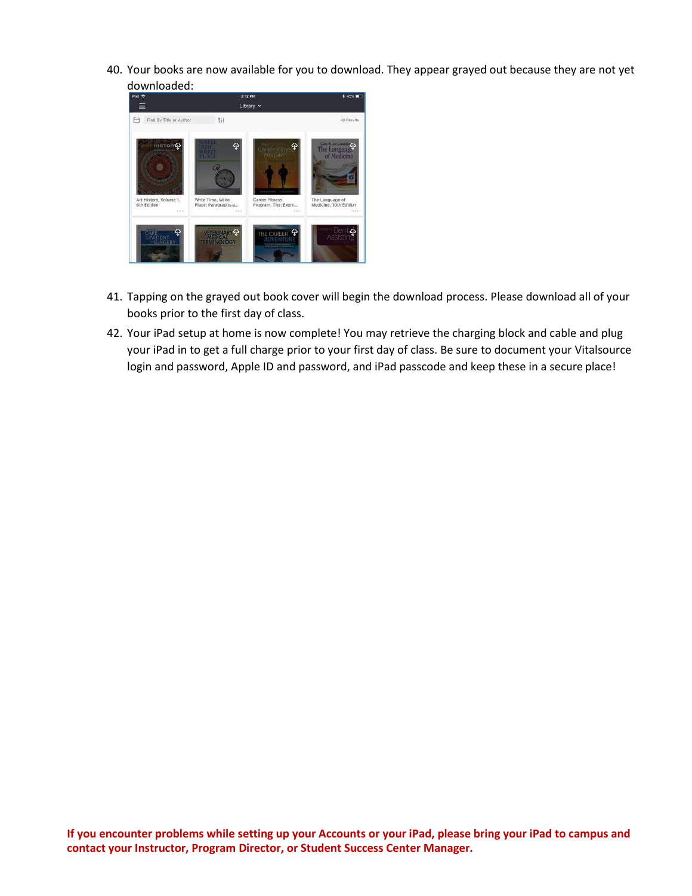40. Your books are now available for you to download. They appear grayed out because they are not yet downloaded:

41. Tapping on the grayed out book cover will begin the download process. Please download all of your books prior to the first day of class.
42. Your iPad setup at home is now complete! You may retrieve the charging block and cable and plug your iPad in to get a full charge prior to your first day of class. Be sure to document your Vitalsource login and password, Apple ID and password, and iPad passcode and keep these in a secure place!

**If you encounter problems while setting up your Accounts or your iPad, please bring your iPad to campus and contact your Instructor, Program Director, or Student Success Center Manager.**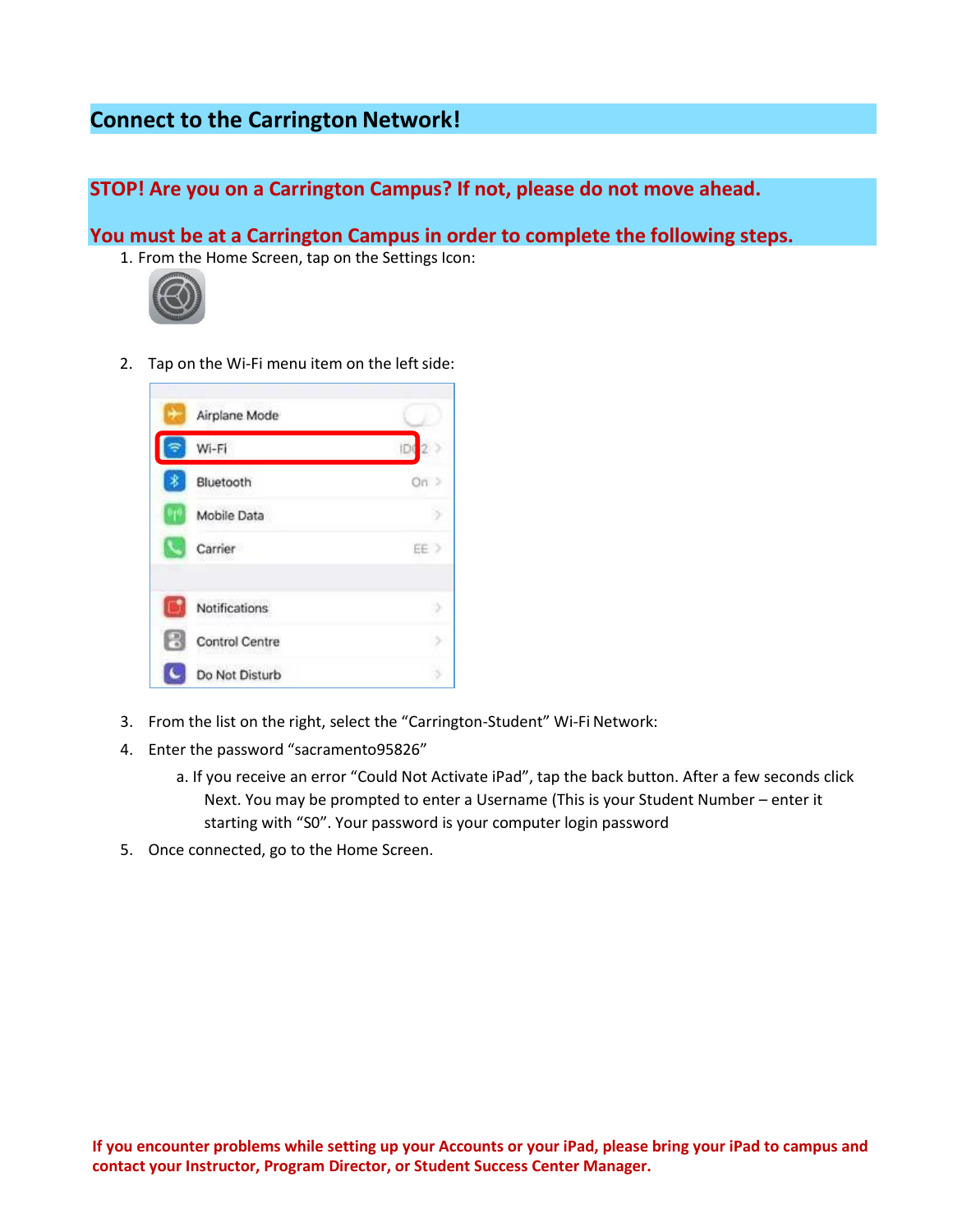## Connect to the Carrington Network!

**STOP! Are you on a Carrington Campus? If not, please do not move ahead.**

**You must be at a Carrington Campus in order to complete the following steps.**

1. From the Home Screen, tap on the Settings Icon:
2. Tap on the Wi-Fi menu item on the left side:
3. From the list on the right, select the "Carrington-Student" Wi-Fi Network:
4. Enter the password "sacramento95826"
   a. If you receive an error "Could Not Activate iPad", tap the back button. After a few seconds click Next. You may be prompted to enter a Username (This is your Student Number – enter it starting with "S0". Your password is your computer login password
5. Once connected, go to the Home Screen.

**If you encounter problems while setting up your Accounts or your iPad, please bring your iPad to campus and contact your Instructor, Program Director, or Student Success Center Manager.**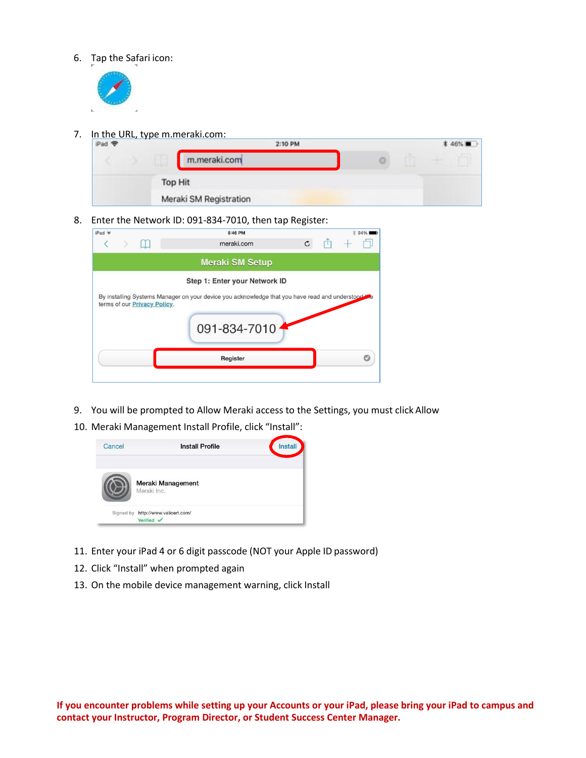6. Tap the Safari icon:

7. In the URL, type m.meraki.com:

8. Enter the Network ID: 091-834-7010, then tap Register:

9. You will be prompted to Allow Meraki access to the Settings, you must click Allow
10. Meraki Management Install Profile, click "Install":

11. Enter your iPad 4 or 6 digit passcode (NOT your Apple ID password)
12. Click "Install" when prompted again
13. On the mobile device management warning, click Install

**If you encounter problems while setting up your Accounts or your iPad, please bring your iPad to campus and contact your Instructor, Program Director, or Student Success Center Manager.**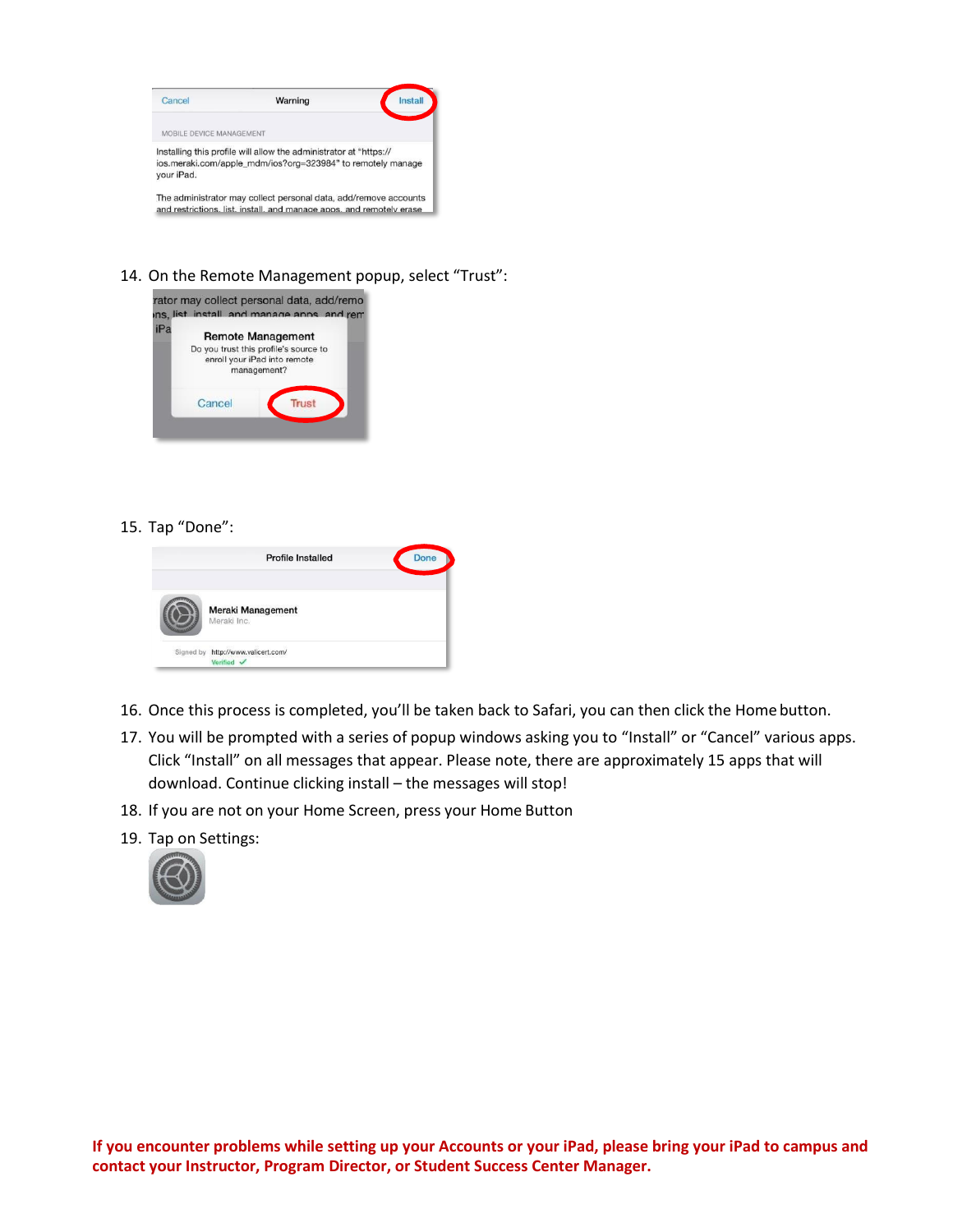14. On the Remote Management popup, select "Trust":

15. Tap "Done":

16. Once this process is completed, you'll be taken back to Safari, you can then click the Home button.
17. You will be prompted with a series of popup windows asking you to "Install" or "Cancel" various apps. Click "Install" on all messages that appear. Please note, there are approximately 15 apps that will download. Continue clicking install – the messages will stop!
18. If you are not on your Home Screen, press your Home Button
19. Tap on Settings:

**If you encounter problems while setting up your Accounts or your iPad, please bring your iPad to campus and contact your Instructor, Program Director, or Student Success Center Manager.**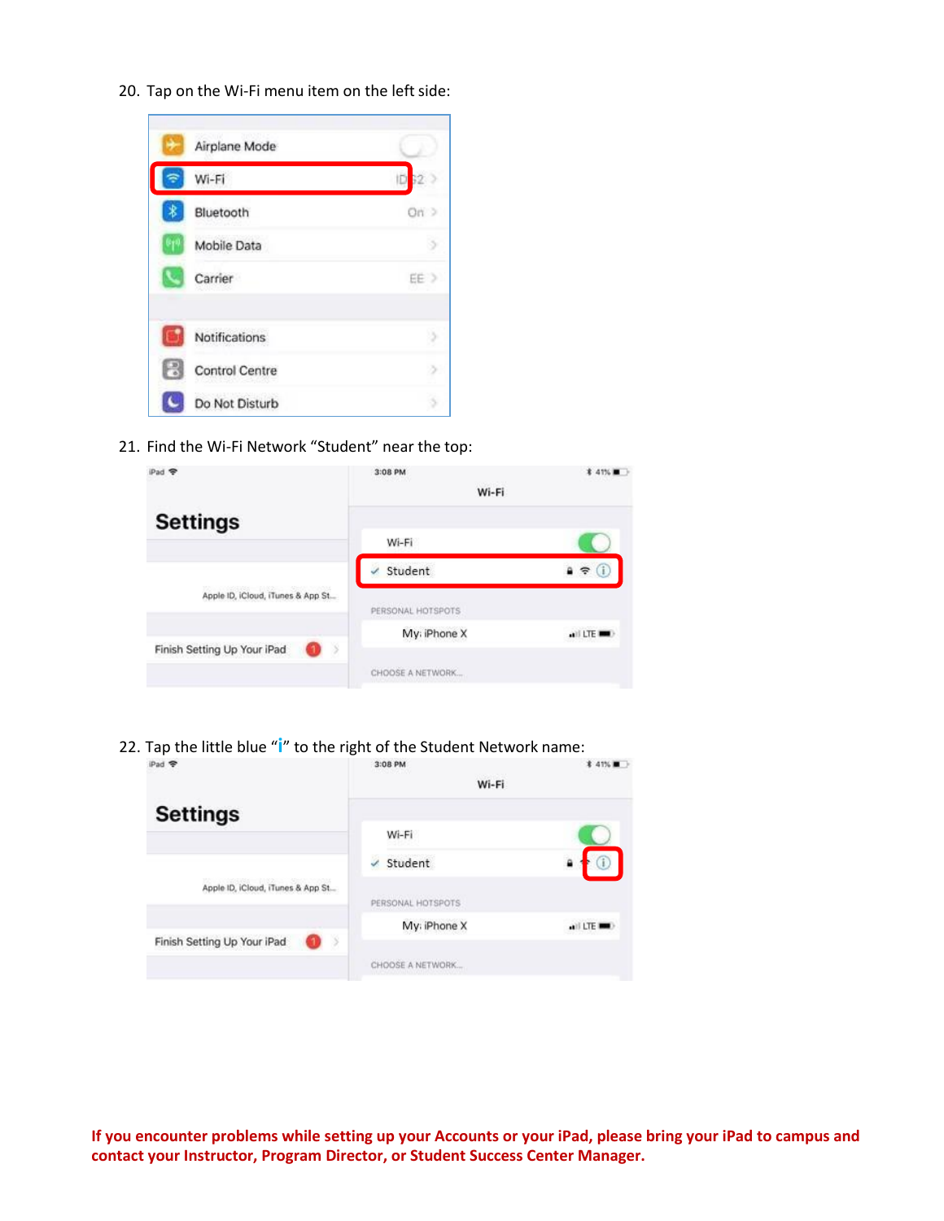20. Tap on the Wi-Fi menu item on the left side:

21. Find the Wi-Fi Network "Student" near the top:

22. Tap the little blue "i" to the right of the Student Network name:

**If you encounter problems while setting up your Accounts or your iPad, please bring your iPad to campus and contact your Instructor, Program Director, or Student Success Center Manager.**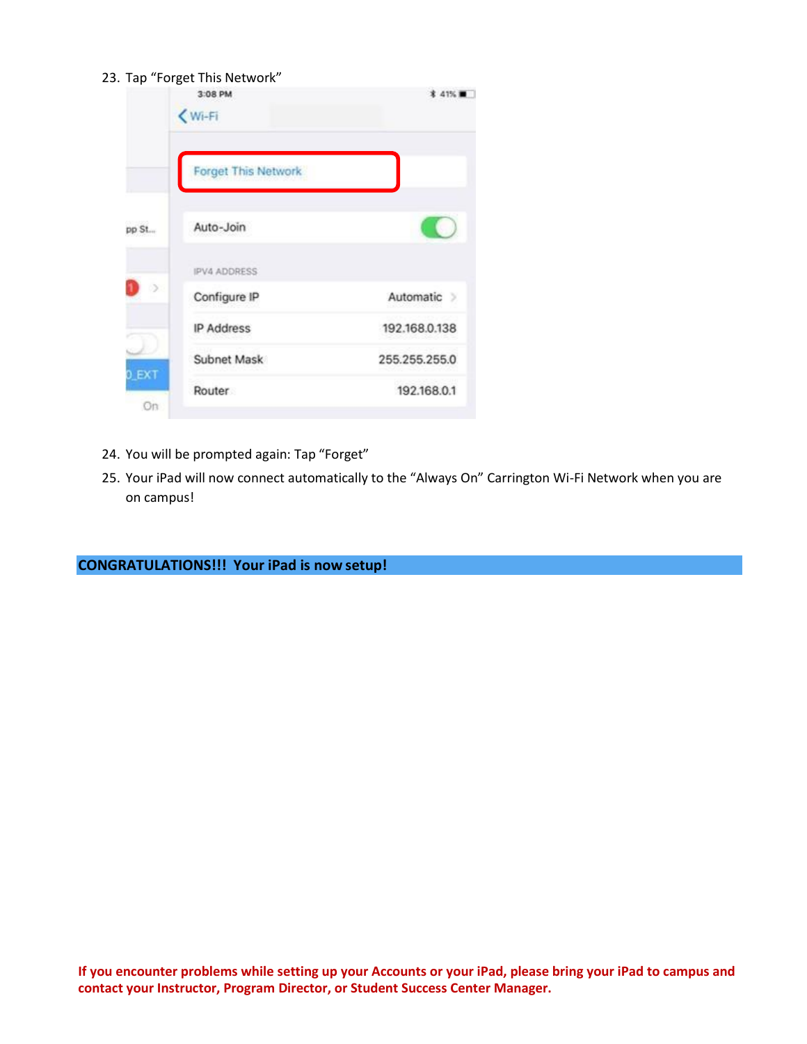23. Tap "Forget This Network"

24. You will be prompted again: Tap "Forget"
25. Your iPad will now connect automatically to the "Always On" Carrington Wi-Fi Network when you are on campus!

**CONGRATULATIONS!!! Your iPad is now setup!**

**If you encounter problems while setting up your Accounts or your iPad, please bring your iPad to campus and contact your Instructor, Program Director, or Student Success Center Manager.**